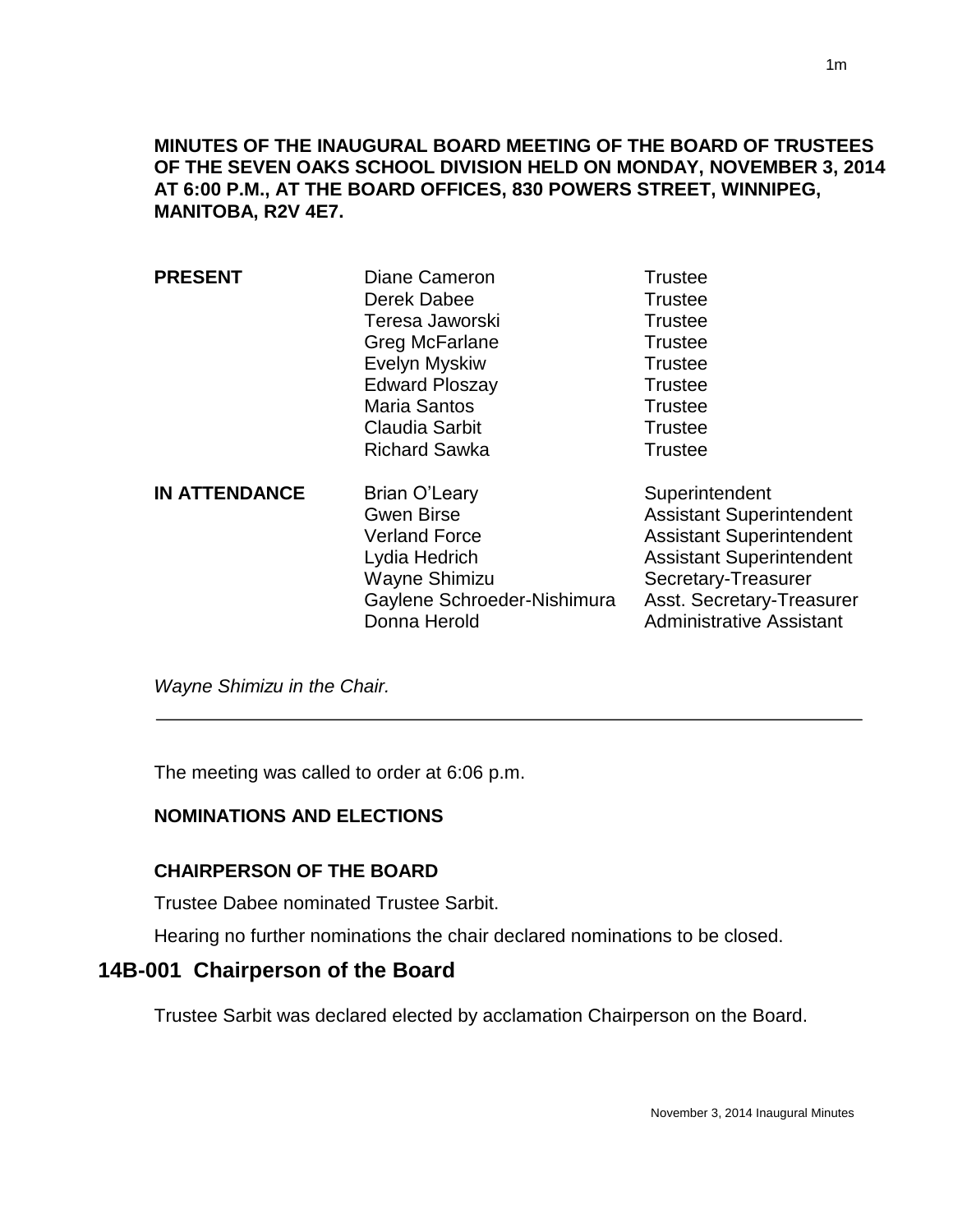**MINUTES OF THE INAUGURAL BOARD MEETING OF THE BOARD OF TRUSTEES OF THE SEVEN OAKS SCHOOL DIVISION HELD ON MONDAY, NOVEMBER 3, 2014 AT 6:00 P.M., AT THE BOARD OFFICES, 830 POWERS STREET, WINNIPEG, MANITOBA, R2V 4E7.**

| | | |
|---|---|---|
| **PRESENT** | Diane Cameron | Trustee |
| | Derek Dabee | Trustee |
| | Teresa Jaworski | Trustee |
| | Greg McFarlane | Trustee |
| | Evelyn Myskiw | Trustee |
| | Edward Ploszay | Trustee |
| | Maria Santos | Trustee |
| | Claudia Sarbit | Trustee |
| | Richard Sawka | Trustee |
| **IN ATTENDANCE** | Brian O'Leary | Superintendent |
| | Gwen Birse | Assistant Superintendent |
| | Verland Force | Assistant Superintendent |
| | Lydia Hedrich | Assistant Superintendent |
| | Wayne Shimizu | Secretary-Treasurer |
| | Gaylene Schroeder-Nishimura | Asst. Secretary-Treasurer |
| | Donna Herold | Administrative Assistant |

*Wayne Shimizu in the Chair.*

---

The meeting was called to order at 6:06 p.m.

**NOMINATIONS AND ELECTIONS**

**CHAIRPERSON OF THE BOARD**

Trustee Dabee nominated Trustee Sarbit.

Hearing no further nominations the chair declared nominations to be closed.

## 14B-001 Chairperson of the Board

Trustee Sarbit was declared elected by acclamation Chairperson on the Board.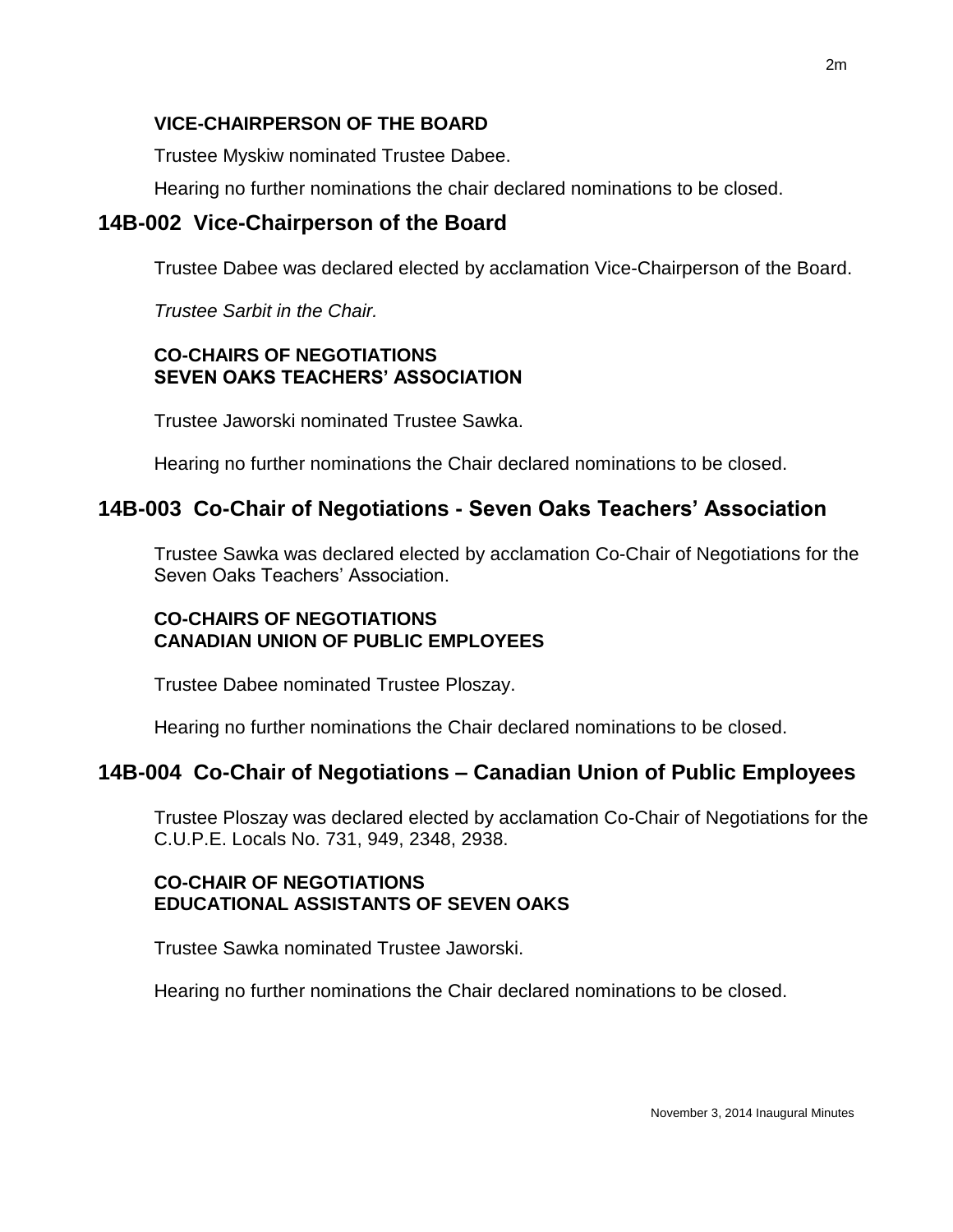**VICE-CHAIRPERSON OF THE BOARD**

Trustee Myskiw nominated Trustee Dabee.

Hearing no further nominations the chair declared nominations to be closed.

## 14B-002 Vice-Chairperson of the Board

Trustee Dabee was declared elected by acclamation Vice-Chairperson of the Board.

*Trustee Sarbit in the Chair.*

**CO-CHAIRS OF NEGOTIATIONS**
**SEVEN OAKS TEACHERS' ASSOCIATION**

Trustee Jaworski nominated Trustee Sawka.

Hearing no further nominations the Chair declared nominations to be closed.

## 14B-003 Co-Chair of Negotiations - Seven Oaks Teachers' Association

Trustee Sawka was declared elected by acclamation Co-Chair of Negotiations for the Seven Oaks Teachers' Association.

**CO-CHAIRS OF NEGOTIATIONS**
**CANADIAN UNION OF PUBLIC EMPLOYEES**

Trustee Dabee nominated Trustee Ploszay.

Hearing no further nominations the Chair declared nominations to be closed.

## 14B-004 Co-Chair of Negotiations – Canadian Union of Public Employees

Trustee Ploszay was declared elected by acclamation Co-Chair of Negotiations for the C.U.P.E. Locals No. 731, 949, 2348, 2938.

**CO-CHAIR OF NEGOTIATIONS**
**EDUCATIONAL ASSISTANTS OF SEVEN OAKS**

Trustee Sawka nominated Trustee Jaworski.

Hearing no further nominations the Chair declared nominations to be closed.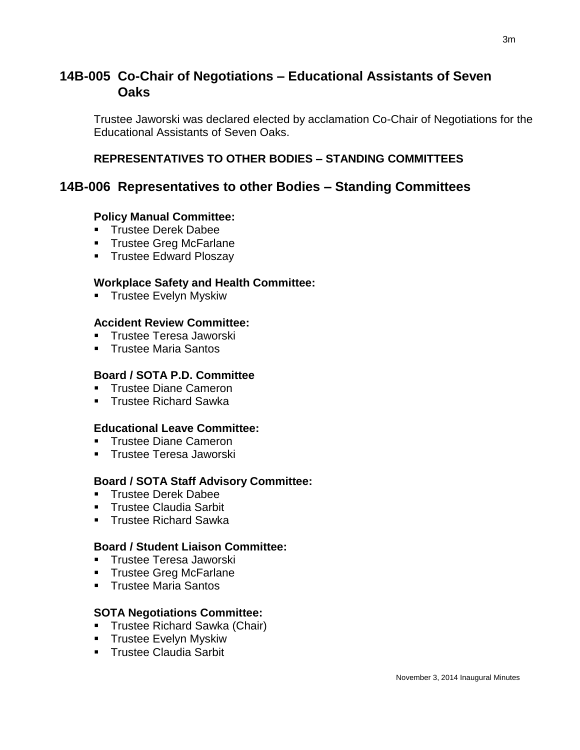## 14B-005 Co-Chair of Negotiations – Educational Assistants of Seven Oaks

Trustee Jaworski was declared elected by acclamation Co-Chair of Negotiations for the Educational Assistants of Seven Oaks.

**REPRESENTATIVES TO OTHER BODIES – STANDING COMMITTEES**

## 14B-006 Representatives to other Bodies – Standing Committees

**Policy Manual Committee:**
- Trustee Derek Dabee
- Trustee Greg McFarlane
- Trustee Edward Ploszay

**Workplace Safety and Health Committee:**
- Trustee Evelyn Myskiw

**Accident Review Committee:**
- Trustee Teresa Jaworski
- Trustee Maria Santos

**Board / SOTA P.D. Committee**
- Trustee Diane Cameron
- Trustee Richard Sawka

**Educational Leave Committee:**
- Trustee Diane Cameron
- Trustee Teresa Jaworski

**Board / SOTA Staff Advisory Committee:**
- Trustee Derek Dabee
- Trustee Claudia Sarbit
- Trustee Richard Sawka

**Board / Student Liaison Committee:**
- Trustee Teresa Jaworski
- Trustee Greg McFarlane
- Trustee Maria Santos

**SOTA Negotiations Committee:**
- Trustee Richard Sawka (Chair)
- Trustee Evelyn Myskiw
- Trustee Claudia Sarbit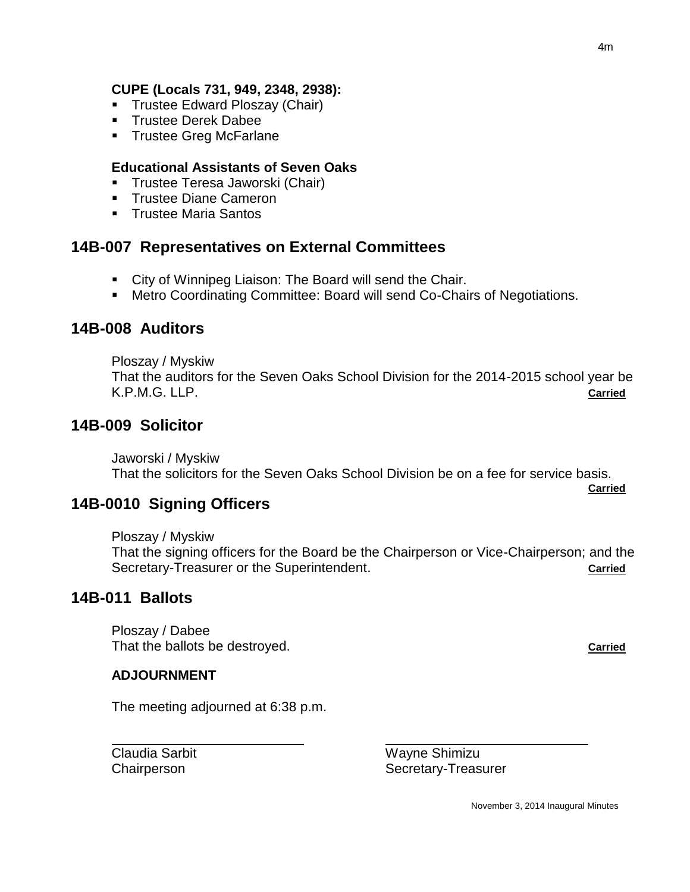**CUPE (Locals 731, 949, 2348, 2938):**

- Trustee Edward Ploszay (Chair)
- Trustee Derek Dabee
- Trustee Greg McFarlane

**Educational Assistants of Seven Oaks**

- Trustee Teresa Jaworski (Chair)
- Trustee Diane Cameron
- Trustee Maria Santos

## 14B-007 Representatives on External Committees

- City of Winnipeg Liaison: The Board will send the Chair.
- Metro Coordinating Committee: Board will send Co-Chairs of Negotiations.

## 14B-008 Auditors

Ploszay / Myskiw
That the auditors for the Seven Oaks School Division for the 2014-2015 school year be K.P.M.G. LLP. **Carried**

## 14B-009 Solicitor

Jaworski / Myskiw
That the solicitors for the Seven Oaks School Division be on a fee for service basis. **Carried**

## 14B-0010 Signing Officers

Ploszay / Myskiw
That the signing officers for the Board be the Chairperson or Vice-Chairperson; and the Secretary-Treasurer or the Superintendent. **Carried**

## 14B-011 Ballots

Ploszay / Dabee
That the ballots be destroyed. **Carried**

**ADJOURNMENT**

The meeting adjourned at 6:38 p.m.

| | |
|---|---|
| Claudia Sarbit | Wayne Shimizu |
| Chairperson | Secretary-Treasurer |